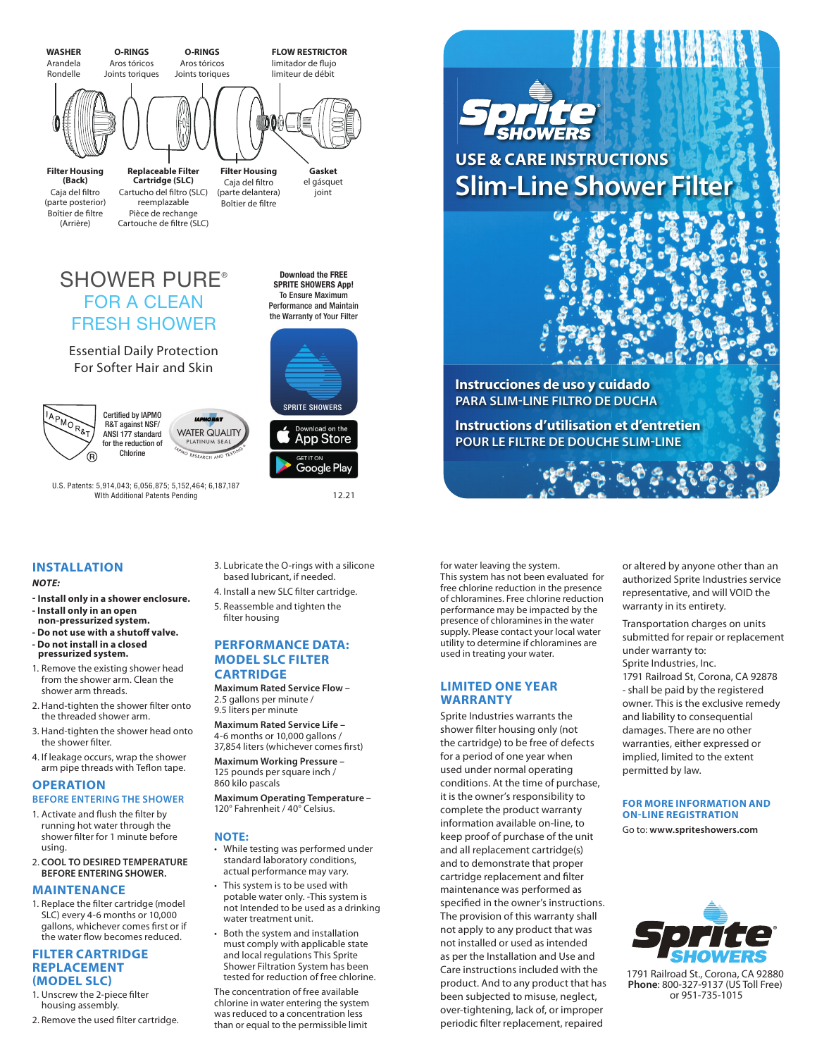WASHER
Arandela
Rondelle

O-RINGS
Aros tóricos
Joints toriques

O-RINGS
Aros tóricos
Joints toriques

FLOW RESTRICTOR
limitador de flujo
limiteur de débit

**Filter Housing (Back)**
Caja del filtro (parte posterior)
Boîtier de filtre (Arrière)

**Replaceable Filter Cartridge (SLC)**
Cartucho del filtro (SLC) reemplazable
Pièce de rechange Cartouche de filtre (SLC)

**Filter Housing**
Caja del filtro (parte delantera)
Boîtier de filtre

**Gasket**
el gásquet
joint

# SHOWER PURE®
## FOR A CLEAN FRESH SHOWER

Essential Daily Protection
For Softer Hair and Skin

IAPMO R&T ®

Certified by IAPMO R&T against NSF/ANSI 177 standard for the reduction of Chlorine

IAPMO R&T WATER QUALITY PLATINUM SEAL IAPMO RESEARCH AND TESTING

**Download the FREE SPRITE SHOWERS App!**
To Ensure Maximum Performance and Maintain the Warranty of Your Filter

SPRITE SHOWERS

Download on the App Store

GET IT ON Google Play

U.S. Patents: 5,914,043; 6,056,875; 5,152,464; 6,187,187
WIth Additional Patents Pending

12.21

Sprite® SHOWERS

# USE & CARE INSTRUCTIONS
# Slim-Line Shower Filter

**Instrucciones de uso y cuidado**
PARA SLIM-LINE FILTRO DE DUCHA

**Instructions d'utilisation et d'entretien**
POUR LE FILTRE DE DOUCHE SLIM-LINE

## INSTALLATION

***NOTE:***

- **Install only in a shower enclosure.**
- **Install only in an open non-pressurized system.**
- **Do not use with a shutoff valve.**
- **Do not install in a closed pressurized system.**

1. Remove the existing shower head from the shower arm. Clean the shower arm threads.
2. Hand-tighten the shower filter onto the threaded shower arm.
3. Hand-tighten the shower head onto the shower filter.
4. If leakage occurs, wrap the shower arm pipe threads with Teflon tape.

## OPERATION

### BEFORE ENTERING THE SHOWER

1. Activate and flush the filter by running hot water through the shower filter for 1 minute before using.
2. **COOL TO DESIRED TEMPERATURE BEFORE ENTERING SHOWER.**

## MAINTENANCE

1. Replace the filter cartridge (model SLC) every 4-6 months or 10,000 gallons, whichever comes first or if the water flow becomes reduced.

## FILTER CARTRIDGE REPLACEMENT (MODEL SLC)

1. Unscrew the 2-piece filter housing assembly.
2. Remove the used filter cartridge.
3. Lubricate the O-rings with a silicone based lubricant, if needed.
4. Install a new SLC filter cartridge.
5. Reassemble and tighten the filter housing

## PERFORMANCE DATA: MODEL SLC FILTER CARTRIDGE

**Maximum Rated Service Flow –**
2.5 gallons per minute /
9.5 liters per minute

**Maximum Rated Service Life –**
4-6 months or 10,000 gallons /
37,854 liters (whichever comes first)

**Maximum Working Pressure –**
125 pounds per square inch /
860 kilo pascals

**Maximum Operating Temperature –**
120° Fahrenheit / 40° Celsius.

## NOTE:

- While testing was performed under standard laboratory conditions, actual performance may vary.
- This system is to be used with potable water only. -This system is not Intended to be used as a drinking water treatment unit.
- Both the system and installation must comply with applicable state and local regulations This Sprite Shower Filtration System has been tested for reduction of free chlorine.

The concentration of free available chlorine in water entering the system was reduced to a concentration less than or equal to the permissible limit for water leaving the system.

This system has not been evaluated for free chlorine reduction in the presence of chloramines. Free chlorine reduction performance may be impacted by the presence of chloramines in the water supply. Please contact your local water utility to determine if chloramines are used in treating your water.

## LIMITED ONE YEAR WARRANTY

Sprite Industries warrants the shower filter housing only (not the cartridge) to be free of defects for a period of one year when used under normal operating conditions. At the time of purchase, it is the owner's responsibility to complete the product warranty information available on-line, to keep proof of purchase of the unit and all replacement cartridge(s) and to demonstrate that proper cartridge replacement and filter maintenance was performed as specified in the owner's instructions. The provision of this warranty shall not apply to any product that was not installed or used as intended as per the Installation and Use and Care instructions included with the product. And to any product that has been subjected to misuse, neglect, over-tightening, lack of, or improper periodic filter replacement, repaired or altered by anyone other than an authorized Sprite Industries service representative, and will VOID the warranty in its entirety.

Transportation charges on units submitted for repair or replacement under warranty to:
Sprite Industries, Inc.
1791 Railroad St, Corona, CA 92878
- shall be paid by the registered owner. This is the exclusive remedy and liability to consequential damages. There are no other warranties, either expressed or implied, limited to the extent permitted by law.

### FOR MORE INFORMATION AND ON-LINE REGISTRATION

Go to: **www.spriteshowers.com**

Sprite® SHOWERS

1791 Railroad St., Corona, CA 92880
**Phone**: 800-327-9137 (US Toll Free)
or 951-735-1015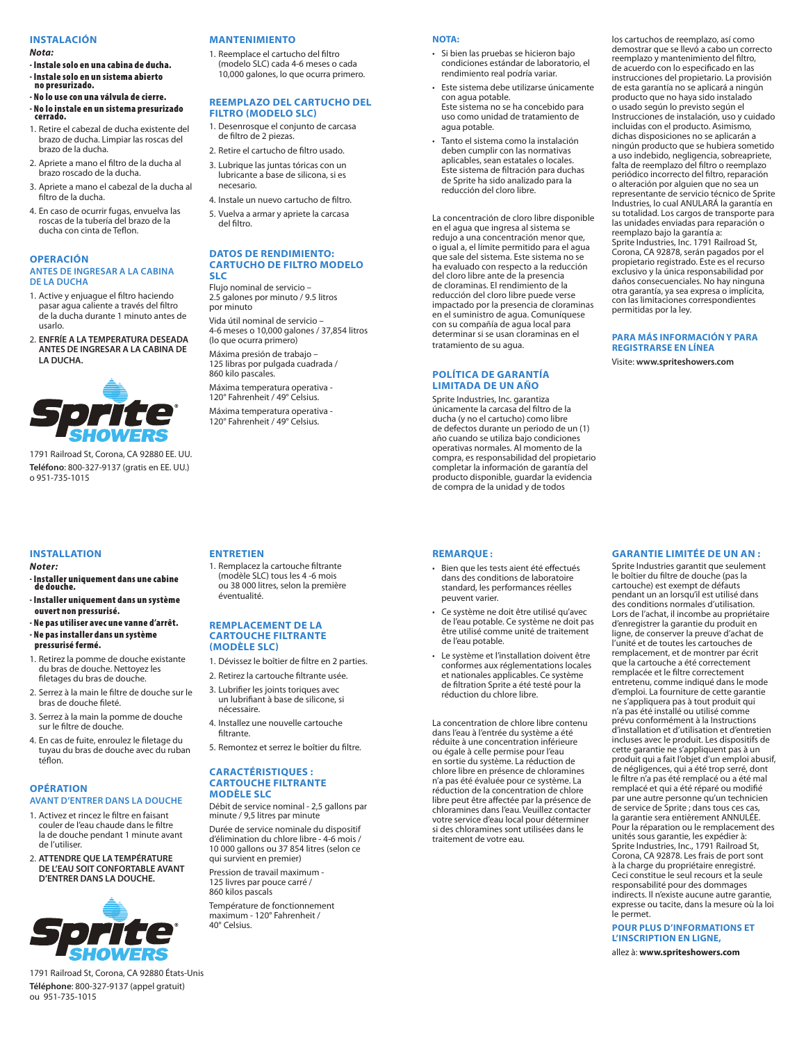## INSTALACIÓN

*Nota:*

- **Instale solo en una cabina de ducha.**
- **Instale solo en un sistema abierto no presurizado.**
- **No lo use con una válvula de cierre.**
- **No lo instale en un sistema presurizado cerrado.**

1. Retire el cabezal de ducha existente del brazo de ducha. Limpiar las roscas del brazo de la ducha.
2. Apriete a mano el filtro de la ducha al brazo roscado de la ducha.
3. Apriete a mano el cabezal de la ducha al filtro de la ducha.
4. En caso de ocurrir fugas, envuelva las roscas de la tubería del brazo de la ducha con cinta de Teflon.

## OPERACIÓN

### ANTES DE INGRESAR A LA CABINA DE LA DUCHA

1. Active y enjuague el filtro haciendo pasar agua caliente a través del filtro de la ducha durante 1 minuto antes de usarlo.
2. **ENFRÍE A LA TEMPERATURA DESEADA ANTES DE INGRESAR A LA CABINA DE LA DUCHA.**

Sprite SHOWERS

1791 Railroad St, Corona, CA 92880 EE. UU.
**Teléfono**: 800-327-9137 (gratis en EE. UU.) o 951-735-1015

## MANTENIMIENTO

1. Reemplace el cartucho del filtro (modelo SLC) cada 4-6 meses o cada 10,000 galones, lo que ocurra primero.

## REEMPLAZO DEL CARTUCHO DEL FILTRO (MODELO SLC)

1. Desenrosque el conjunto de carcasa de filtro de 2 piezas.
2. Retire el cartucho de filtro usado.
3. Lubrique las juntas tóricas con un lubricante a base de silicona, si es necesario.
4. Instale un nuevo cartucho de filtro.
5. Vuelva a armar y apriete la carcasa del filtro.

## DATOS DE RENDIMIENTO: CARTUCHO DE FILTRO MODELO SLC

Flujo nominal de servicio – 2.5 galones por minuto / 9.5 litros por minuto

Vida útil nominal de servicio – 4-6 meses o 10,000 galones / 37,854 litros (lo que ocurra primero)

Máxima presión de trabajo – 125 libras por pulgada cuadrada / 860 kilo pascales.

Máxima temperatura operativa - 120° Fahrenheit / 49° Celsius.

Máxima temperatura operativa - 120° Fahrenheit / 49° Celsius.

## NOTA:

- Si bien las pruebas se hicieron bajo condiciones estándar de laboratorio, el rendimiento real podría variar.
- Este sistema debe utilizarse únicamente con agua potable. Este sistema no se ha concebido para uso como unidad de tratamiento de agua potable.
- Tanto el sistema como la instalación deben cumplir con las normativas aplicables, sean estatales o locales. Este sistema de filtración para duchas de Sprite ha sido analizado para la reducción del cloro libre.

La concentración de cloro libre disponible en el agua que ingresa al sistema se redujo a una concentración menor que, o igual a, el límite permitido para el agua que sale del sistema. Este sistema no se ha evaluado con respecto a la reducción del cloro libre ante de la presencia de cloraminas. El rendimiento de la reducción del cloro libre puede verse impactado por la presencia de cloraminas en el suministro de agua. Comuníquese con su compañía de agua local para determinar si se usan cloraminas en el tratamiento de su agua.

## POLÍTICA DE GARANTÍA LIMITADA DE UN AÑO

Sprite Industries, Inc. garantiza únicamente la carcasa del filtro de la ducha (y no el cartucho) como libre de defectos durante un periodo de un (1) año cuando se utiliza bajo condiciones operativas normales. Al momento de la compra, es responsabilidad del propietario completar la información de garantía del producto disponible, guardar la evidencia de compra de la unidad y de todos los cartuchos de reemplazo, así como demostrar que se llevó a cabo un correcto reemplazo y mantenimiento del filtro, de acuerdo con lo especificado en las instrucciones del propietario. La provisión de esta garantía no se aplicará a ningún producto que no haya sido instalado o usado según lo previsto según el Instrucciones de instalación, uso y cuidado incluidas con el producto. Asimismo, dichas disposiciones no se aplicarán a ningún producto que se hubiera sometido a uso indebido, negligencia, sobreapriete, falta de reemplazo del filtro o reemplazo periódico incorrecto del filtro, reparación o alteración por alguien que no sea un representante de servicio técnico de Sprite Industries, lo cual ANULARÁ la garantía en su totalidad. Los cargos de transporte para las unidades enviadas para reparación o reemplazo bajo la garantía a: Sprite Industries, Inc. 1791 Railroad St, Corona, CA 92878, serán pagados por el propietario registrado. Este es el recurso exclusivo y la única responsabilidad por daños consecuenciales. No hay ninguna otra garantía, ya sea expresa o implícita, con las limitaciones correspondientes permitidas por la ley.

## PARA MÁS INFORMACIÓN Y PARA REGISTRARSE EN LÍNEA

Visite: **www.spriteshowers.com**

## INSTALLATION

*Noter:*

- **Installer uniquement dans une cabine de douche.**
- **Installer uniquement dans un système ouvert non pressurisé.**
- **Ne pas utiliser avec une vanne d'arrêt.**
- **Ne pas installer dans un système pressurisé fermé.**

1. Retirez la pomme de douche existante du bras de douche. Nettoyez les filetages du bras de douche.
2. Serrez à la main le filtre de douche sur le bras de douche fileté.
3. Serrez à la main la pomme de douche sur le filtre de douche.
4. En cas de fuite, enroulez le filetage du tuyau du bras de douche avec du ruban téflon.

## OPÉRATION

### AVANT D'ENTRER DANS LA DOUCHE

1. Activez et rincez le filtre en faisant couler de l'eau chaude dans le filtre de la douche pendant 1 minute avant de l'utiliser.
2. **ATTENDRE QUE LA TEMPÉRATURE DE L'EAU SOIT CONFORTABLE AVANT D'ENTRER DANS LA DOUCHE.**

Sprite SHOWERS

1791 Railroad St, Corona, CA 92880 États-Unis
**Téléphone**: 800-327-9137 (appel gratuit) ou 951-735-1015

## ENTRETIEN

1. Remplacez la cartouche filtrante (modèle SLC) tous les 4 -6 mois ou 38 000 litres, selon la première éventualité.

## REMPLACEMENT DE LA CARTOUCHE FILTRANTE (MODÈLE SLC)

1. Dévissez le boîtier de filtre en 2 parties.
2. Retirez la cartouche filtrante usée.
3. Lubrifier les joints toriques avec un lubrifiant à base de silicone, si nécessaire.
4. Installez une nouvelle cartouche filtrante.
5. Remontez et serrez le boîtier du filtre.

## CARACTÉRISTIQUES : CARTOUCHE FILTRANTE MODÈLE SLC

Débit de service nominal - 2,5 gallons par minute / 9,5 litres par minute

Durée de service nominale du dispositif d'élimination du chlore libre - 4-6 mois / 10 000 gallons ou 37 854 litres (selon ce qui survient en premier)

Pression de travail maximum - 125 livres par pouce carré / 860 kilos pascals

Température de fonctionnement maximum - 120° Fahrenheit / 40° Celsius.

## REMARQUE :

- Bien que les tests aient été effectués dans des conditions de laboratoire standard, les performances réelles peuvent varier.
- Ce système ne doit être utilisé qu'avec de l'eau potable. Ce système ne doit pas être utilisé comme unité de traitement de l'eau potable.
- Le système et l'installation doivent être conformes aux réglementations locales et nationales applicables. Ce système de filtration Sprite a été testé pour la réduction du chlore libre.

La concentration de chlore libre contenu dans l'eau à l'entrée du système a été réduite à une concentration inférieure ou égale à celle permise pour l'eau en sortie du système. La réduction de chlore libre en présence de chloramines n'a pas été évaluée pour ce système. La réduction de la concentration de chlore libre peut être affectée par la présence de chloramines dans l'eau. Veuillez contacter votre service d'eau local pour déterminer si des chloramines sont utilisées dans le traitement de votre eau.

## GARANTIE LIMITÉE DE UN AN :

Sprite Industries garantit que seulement le boîtier du filtre de douche (pas la cartouche) est exempt de défauts pendant un an lorsqu'il est utilisé dans des conditions normales d'utilisation. Lors de l'achat, il incombe au propriétaire d'enregistrer la garantie du produit en ligne, de conserver la preuve d'achat de l'unité et de toutes les cartouches de remplacement, et de montrer par écrit que la cartouche a été correctement remplacée et le filtre correctement entretenu, comme indiqué dans le mode d'emploi. La fourniture de cette garantie ne s'appliquera pas à tout produit qui n'a pas été installé ou utilisé comme prévu conformément à la Instructions d'installation et d'utilisation et d'entretien incluses avec le produit. Les dispositifs de cette garantie ne s'appliquent pas à un produit qui a fait l'objet d'un emploi abusif, de négligences, qui a été trop serré, dont le filtre n'a pas été remplacé ou a été mal remplacé et qui a été réparé ou modifié par une autre personne qu'un technicien de service de Sprite ; dans tous ces cas, la garantie sera entièrement ANNULÉE. Pour la réparation ou le remplacement des unités sous garantie, les expédier à: Sprite Industries, Inc., 1791 Railroad St, Corona, CA 92878. Les frais de port sont à la charge du propriétaire enregistré. Ceci constitue le seul recours et la seule responsabilité pour des dommages indirects. Il n'existe aucune autre garantie, expresse ou tacite, dans la mesure où la loi le permet.

## POUR PLUS D'INFORMATIONS ET L'INSCRIPTION EN LIGNE,

allez à: **www.spriteshowers.com**